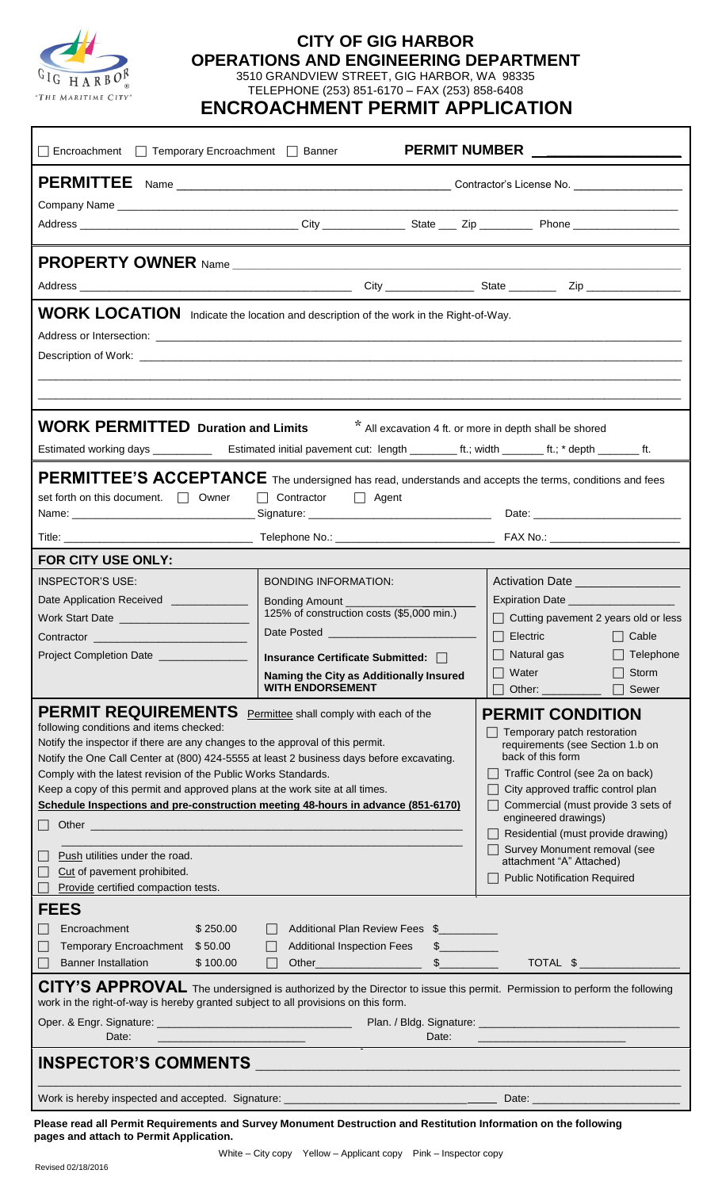# CITY OF GIG HARBOR
## OPERATIONS AND ENGINEERING DEPARTMENT

3510 GRANDVIEW STREET, GIG HARBOR, WA 98335
TELEPHONE (253) 851-6170 – FAX (253) 858-6408

## ENCROACHMENT PERMIT APPLICATION

☐ Encroachment ☐ Temporary Encroachment ☐ Banner **PERMIT NUMBER** ___________________

**PERMITTEE** Name ____________________________________________ Contractor's License No. __________________

Company Name ______________________________________________________________________________________

Address ____________________________________ City ______________ State ___ Zip _________ Phone _________________

**PROPERTY OWNER** Name ________________________________________________________________________

Address ______________________________________________ City _______________ State ________ Zip _______________

**WORK LOCATION** Indicate the location and description of the work in the Right-of-Way.

Address or Intersection: ______________________________________________________________________________

Description of Work: _________________________________________________________________________________

______________________________________________________________________________________________________

______________________________________________________________________________________________________

**WORK PERMITTED Duration and Limits** * All excavation 4 ft. or more in depth shall be shored

Estimated working days __________ Estimated initial pavement cut: length ________ ft.; width _______ ft.; * depth _______ ft.

**PERMITTEE'S ACCEPTANCE** The undersigned has read, understands and accepts the terms, conditions and fees set forth on this document. ☐ Owner ☐ Contractor ☐ Agent

Name: ______________________________ Signature: ______________________________ Date: _________________________

Title: _______________________________ Telephone No.: __________________________ FAX No.: ______________________

### FOR CITY USE ONLY:

| INSPECTOR'S USE: | BONDING INFORMATION: | Activation Date ________________ |
|---|---|---|
| Date Application Received ____________ | Bonding Amount ______________________ 125% of construction costs ($5,000 min.) | Expiration Date _________________ |
| Work Start Date ____________________ | | ☐ Cutting pavement 2 years old or less |
| Contractor ________________________ | Date Posted ________________________ | ☐ Electric ☐ Cable |
| Project Completion Date ______________ | Insurance Certificate Submitted: ☐ | ☐ Natural gas ☐ Telephone |
| | Naming the City as Additionally Insured WITH ENDORSEMENT | ☐ Water ☐ Storm |
| | | ☐ Other: _________ ☐ Sewer |

**PERMIT REQUIREMENTS** Permittee shall comply with each of the following conditions and items checked:

Notify the inspector if there are any changes to the approval of this permit.
Notify the One Call Center at (800) 424-5555 at least 2 business days before excavating.
Comply with the latest revision of the Public Works Standards.
Keep a copy of this permit and approved plans at the work site at all times.
**Schedule Inspections and pre-construction meeting 48-hours in advance (851-6170)**

☐ Other ___________________________________________________________

___________________________________________________________

☐ Push utilities under the road.
☐ Cut of pavement prohibited.
☐ Provide certified compaction tests.

**PERMIT CONDITION**

☐ Temporary patch restoration requirements (see Section 1.b on back of this form
☐ Traffic Control (see 2a on back)
☐ City approved traffic control plan
☐ Commercial (must provide 3 sets of engineered drawings)
☐ Residential (must provide drawing)
☐ Survey Monument removal (see attachment "A" Attached)
☐ Public Notification Required

### FEES

| | | | |
|---|---|---|---|
| ☐ Encroachment | $ 250.00 | ☐ Additional Plan Review Fees | $_________ |
| ☐ Temporary Encroachment | $ 50.00 | ☐ Additional Inspection Fees | $_________ |
| ☐ Banner Installation | $ 100.00 | ☐ Other_________________ | $_________ TOTAL $ _______________ |

**CITY'S APPROVAL** The undersigned is authorized by the Director to issue this permit. Permission to perform the following work in the right-of-way is hereby granted subject to all provisions on this form.

Oper. & Engr. Signature: _______________________________ Plan. / Bldg. Signature: _______________________________
Date: _______________________ Date: _______________________

**INSPECTOR'S COMMENTS** ____________________________________________________________

______________________________________________________________________________________________________

Work is hereby inspected and accepted. Signature: ___________________________________ Date: _______________________

**Please read all Permit Requirements and Survey Monument Destruction and Restitution Information on the following pages and attach to Permit Application.**

White – City copy Yellow – Applicant copy Pink – Inspector copy

Revised 02/18/2016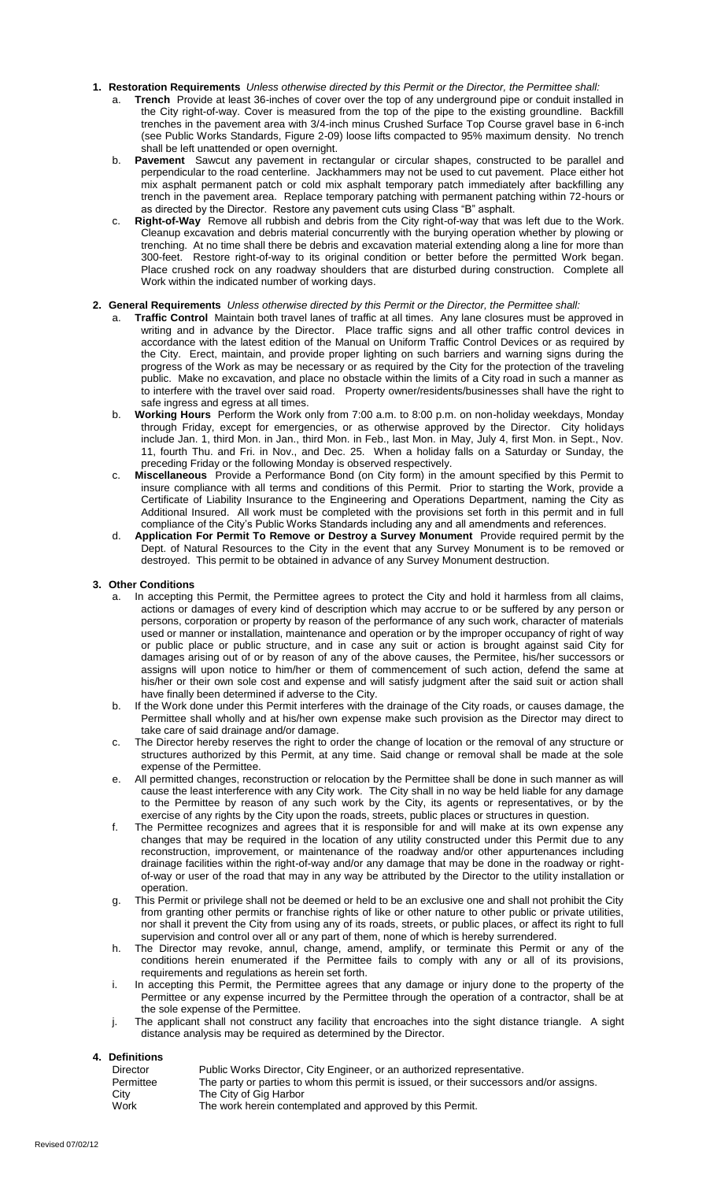1. **Restoration Requirements** *Unless otherwise directed by this Permit or the Director, the Permittee shall:*
   a. **Trench** Provide at least 36-inches of cover over the top of any underground pipe or conduit installed in the City right-of-way. Cover is measured from the top of the pipe to the existing groundline. Backfill trenches in the pavement area with 3/4-inch minus Crushed Surface Top Course gravel base in 6-inch (see Public Works Standards, Figure 2-09) loose lifts compacted to 95% maximum density. No trench shall be left unattended or open overnight.
   b. **Pavement** Sawcut any pavement in rectangular or circular shapes, constructed to be parallel and perpendicular to the road centerline. Jackhammers may not be used to cut pavement. Place either hot mix asphalt permanent patch or cold mix asphalt temporary patch immediately after backfilling any trench in the pavement area. Replace temporary patching with permanent patching within 72-hours or as directed by the Director. Restore any pavement cuts using Class "B" asphalt.
   c. **Right-of-Way** Remove all rubbish and debris from the City right-of-way that was left due to the Work. Cleanup excavation and debris material concurrently with the burying operation whether by plowing or trenching. At no time shall there be debris and excavation material extending along a line for more than 300-feet. Restore right-of-way to its original condition or better before the permitted Work began. Place crushed rock on any roadway shoulders that are disturbed during construction. Complete all Work within the indicated number of working days.

2. **General Requirements** *Unless otherwise directed by this Permit or the Director, the Permittee shall:*
   a. **Traffic Control** Maintain both travel lanes of traffic at all times. Any lane closures must be approved in writing and in advance by the Director. Place traffic signs and all other traffic control devices in accordance with the latest edition of the Manual on Uniform Traffic Control Devices or as required by the City. Erect, maintain, and provide proper lighting on such barriers and warning signs during the progress of the Work as may be necessary or as required by the City for the protection of the traveling public. Make no excavation, and place no obstacle within the limits of a City road in such a manner as to interfere with the travel over said road. Property owner/residents/businesses shall have the right to safe ingress and egress at all times.
   b. **Working Hours** Perform the Work only from 7:00 a.m. to 8:00 p.m. on non-holiday weekdays, Monday through Friday, except for emergencies, or as otherwise approved by the Director. City holidays include Jan. 1, third Mon. in Jan., third Mon. in Feb., last Mon. in May, July 4, first Mon. in Sept., Nov. 11, fourth Thu. and Fri. in Nov., and Dec. 25. When a holiday falls on a Saturday or Sunday, the preceding Friday or the following Monday is observed respectively.
   c. **Miscellaneous** Provide a Performance Bond (on City form) in the amount specified by this Permit to insure compliance with all terms and conditions of this Permit. Prior to starting the Work, provide a Certificate of Liability Insurance to the Engineering and Operations Department, naming the City as Additional Insured. All work must be completed with the provisions set forth in this permit and in full compliance of the City's Public Works Standards including any and all amendments and references.
   d. **Application For Permit To Remove or Destroy a Survey Monument** Provide required permit by the Dept. of Natural Resources to the City in the event that any Survey Monument is to be removed or destroyed. This permit to be obtained in advance of any Survey Monument destruction.

3. **Other Conditions**
   a. In accepting this Permit, the Permittee agrees to protect the City and hold it harmless from all claims, actions or damages of every kind of description which may accrue to or be suffered by any person or persons, corporation or property by reason of the performance of any such work, character of materials used or manner or installation, maintenance and operation or by the improper occupancy of right of way or public place or public structure, and in case any suit or action is brought against said City for damages arising out of or by reason of any of the above causes, the Permitee, his/her successors or assigns will upon notice to him/her or them of commencement of such action, defend the same at his/her or their own sole cost and expense and will satisfy judgment after the said suit or action shall have finally been determined if adverse to the City.
   b. If the Work done under this Permit interferes with the drainage of the City roads, or causes damage, the Permittee shall wholly and at his/her own expense make such provision as the Director may direct to take care of said drainage and/or damage.
   c. The Director hereby reserves the right to order the change of location or the removal of any structure or structures authorized by this Permit, at any time. Said change or removal shall be made at the sole expense of the Permittee.
   e. All permitted changes, reconstruction or relocation by the Permittee shall be done in such manner as will cause the least interference with any City work. The City shall in no way be held liable for any damage to the Permittee by reason of any such work by the City, its agents or representatives, or by the exercise of any rights by the City upon the roads, streets, public places or structures in question.
   f. The Permittee recognizes and agrees that it is responsible for and will make at its own expense any changes that may be required in the location of any utility constructed under this Permit due to any reconstruction, improvement, or maintenance of the roadway and/or other appurtenances including drainage facilities within the right-of-way and/or any damage that may be done in the roadway or right-of-way or user of the road that may in any way be attributed by the Director to the utility installation or operation.
   g. This Permit or privilege shall not be deemed or held to be an exclusive one and shall not prohibit the City from granting other permits or franchise rights of like or other nature to other public or private utilities, nor shall it prevent the City from using any of its roads, streets, or public places, or affect its right to full supervision and control over all or any part of them, none of which is hereby surrendered.
   h. The Director may revoke, annul, change, amend, amplify, or terminate this Permit or any of the conditions herein enumerated if the Permittee fails to comply with any or all of its provisions, requirements and regulations as herein set forth.
   i. In accepting this Permit, the Permittee agrees that any damage or injury done to the property of the Permittee or any expense incurred by the Permittee through the operation of a contractor, shall be at the sole expense of the Permittee.
   j. The applicant shall not construct any facility that encroaches into the sight distance triangle. A sight distance analysis may be required as determined by the Director.

4. **Definitions**

| | |
|---|---|
| Director | Public Works Director, City Engineer, or an authorized representative. |
| Permittee | The party or parties to whom this permit is issued, or their successors and/or assigns. |
| City | The City of Gig Harbor |
| Work | The work herein contemplated and approved by this Permit. |

Revised 07/02/12